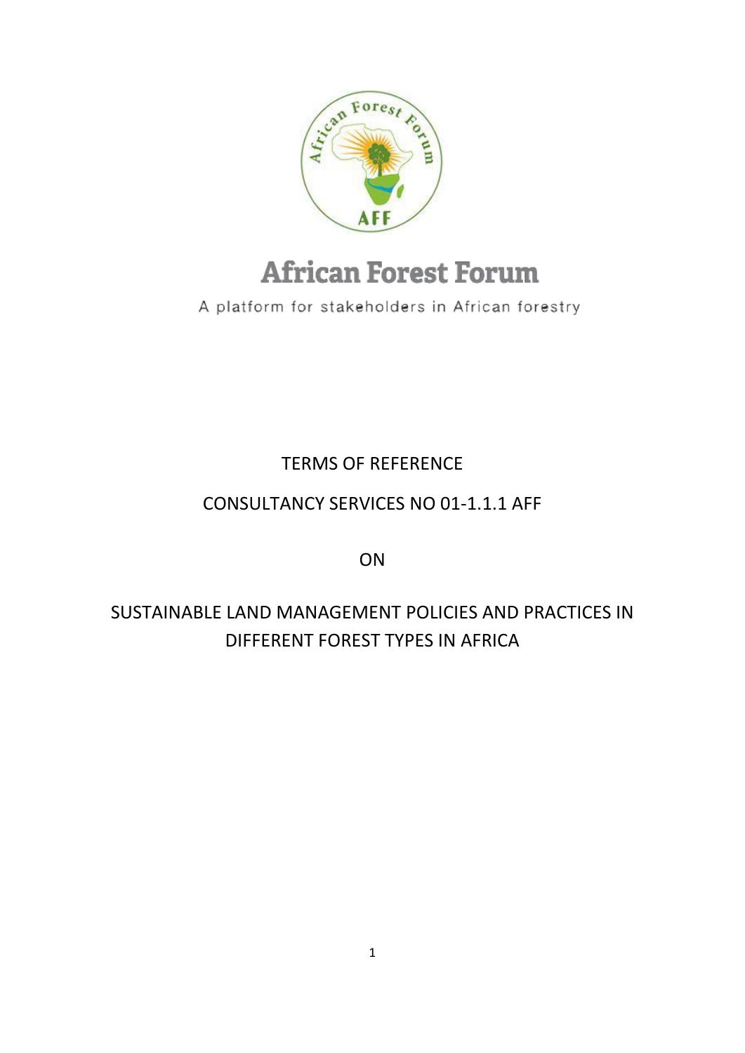African Forest Forum

A platform for stakeholders in African forestry

# TERMS OF REFERENCE

## CONSULTANCY SERVICES NO 01-1.1.1 AFF

## ON

## SUSTAINABLE LAND MANAGEMENT POLICIES AND PRACTICES IN DIFFERENT FOREST TYPES IN AFRICA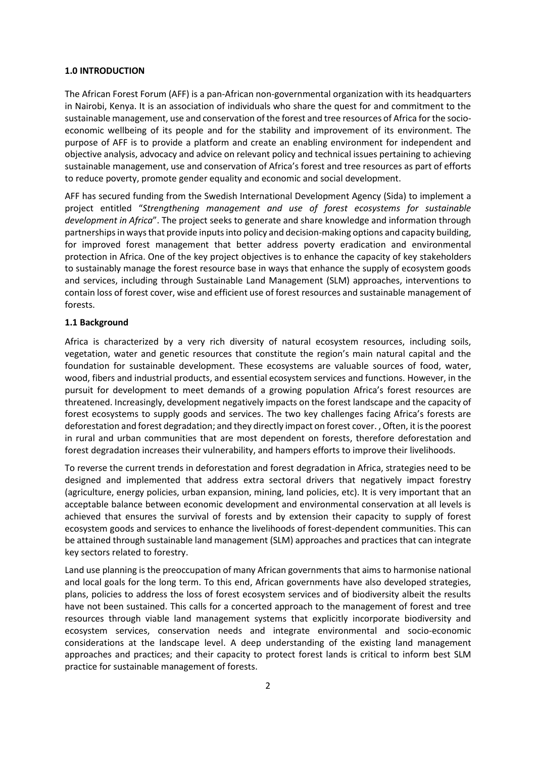**1.0 INTRODUCTION**

The African Forest Forum (AFF) is a pan-African non-governmental organization with its headquarters in Nairobi, Kenya. It is an association of individuals who share the quest for and commitment to the sustainable management, use and conservation of the forest and tree resources of Africa for the socio-economic wellbeing of its people and for the stability and improvement of its environment. The purpose of AFF is to provide a platform and create an enabling environment for independent and objective analysis, advocacy and advice on relevant policy and technical issues pertaining to achieving sustainable management, use and conservation of Africa's forest and tree resources as part of efforts to reduce poverty, promote gender equality and economic and social development.

AFF has secured funding from the Swedish International Development Agency (Sida) to implement a project entitled "*Strengthening management and use of forest ecosystems for sustainable development in Africa*". The project seeks to generate and share knowledge and information through partnerships in ways that provide inputs into policy and decision-making options and capacity building, for improved forest management that better address poverty eradication and environmental protection in Africa. One of the key project objectives is to enhance the capacity of key stakeholders to sustainably manage the forest resource base in ways that enhance the supply of ecosystem goods and services, including through Sustainable Land Management (SLM) approaches, interventions to contain loss of forest cover, wise and efficient use of forest resources and sustainable management of forests.

**1.1 Background**

Africa is characterized by a very rich diversity of natural ecosystem resources, including soils, vegetation, water and genetic resources that constitute the region's main natural capital and the foundation for sustainable development. These ecosystems are valuable sources of food, water, wood, fibers and industrial products, and essential ecosystem services and functions. However, in the pursuit for development to meet demands of a growing population Africa's forest resources are threatened. Increasingly, development negatively impacts on the forest landscape and the capacity of forest ecosystems to supply goods and services. The two key challenges facing Africa's forests are deforestation and forest degradation; and they directly impact on forest cover. , Often, it is the poorest in rural and urban communities that are most dependent on forests, therefore deforestation and forest degradation increases their vulnerability, and hampers efforts to improve their livelihoods.

To reverse the current trends in deforestation and forest degradation in Africa, strategies need to be designed and implemented that address extra sectoral drivers that negatively impact forestry (agriculture, energy policies, urban expansion, mining, land policies, etc). It is very important that an acceptable balance between economic development and environmental conservation at all levels is achieved that ensures the survival of forests and by extension their capacity to supply of forest ecosystem goods and services to enhance the livelihoods of forest-dependent communities. This can be attained through sustainable land management (SLM) approaches and practices that can integrate key sectors related to forestry.

Land use planning is the preoccupation of many African governments that aims to harmonise national and local goals for the long term. To this end, African governments have also developed strategies, plans, policies to address the loss of forest ecosystem services and of biodiversity albeit the results have not been sustained. This calls for a concerted approach to the management of forest and tree resources through viable land management systems that explicitly incorporate biodiversity and ecosystem services, conservation needs and integrate environmental and socio-economic considerations at the landscape level. A deep understanding of the existing land management approaches and practices; and their capacity to protect forest lands is critical to inform best SLM practice for sustainable management of forests.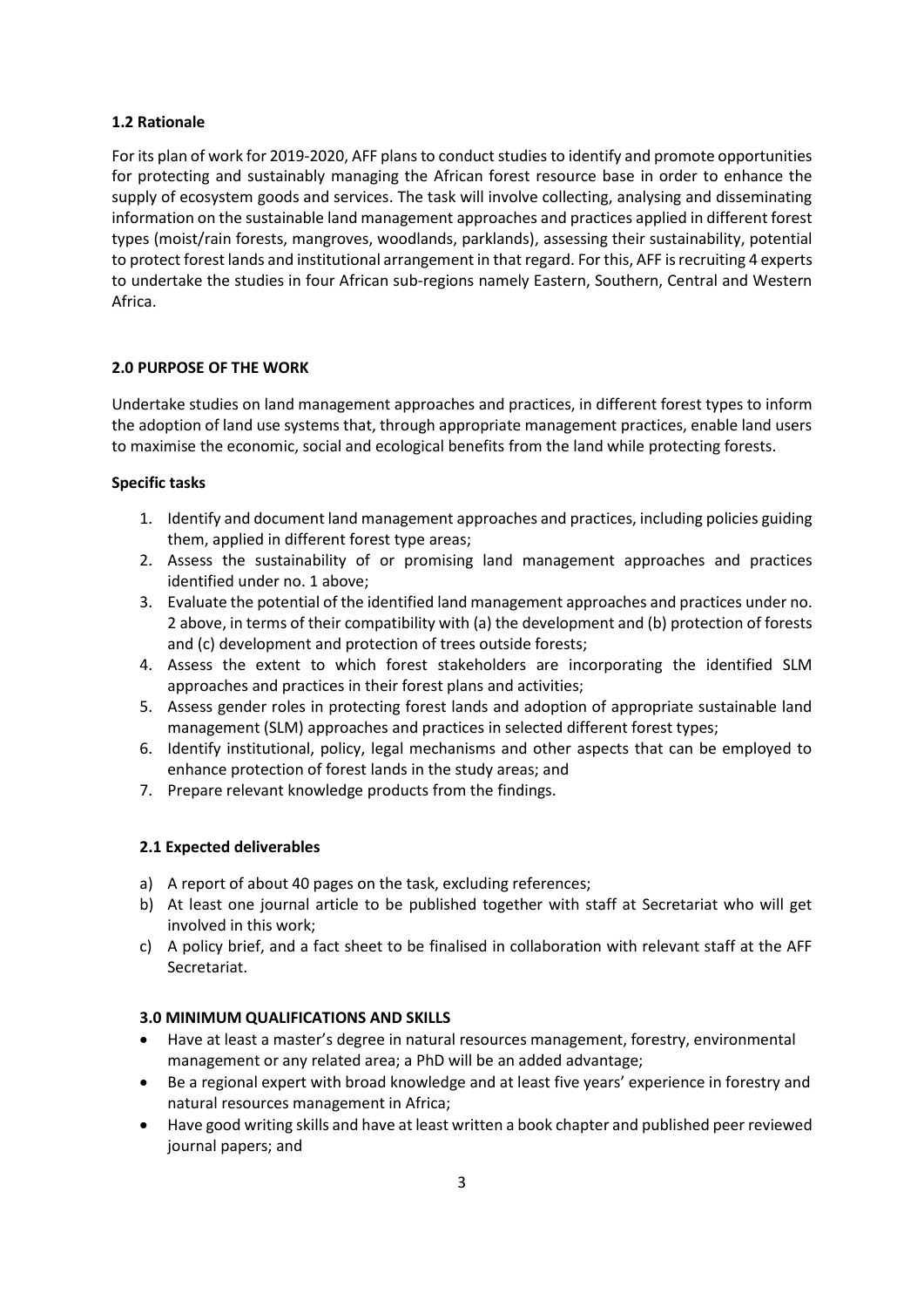### 1.2 Rationale

For its plan of work for 2019-2020, AFF plans to conduct studies to identify and promote opportunities for protecting and sustainably managing the African forest resource base in order to enhance the supply of ecosystem goods and services. The task will involve collecting, analysing and disseminating information on the sustainable land management approaches and practices applied in different forest types (moist/rain forests, mangroves, woodlands, parklands), assessing their sustainability, potential to protect forest lands and institutional arrangement in that regard. For this, AFF is recruiting 4 experts to undertake the studies in four African sub-regions namely Eastern, Southern, Central and Western Africa.

## 2.0 PURPOSE OF THE WORK

Undertake studies on land management approaches and practices, in different forest types to inform the adoption of land use systems that, through appropriate management practices, enable land users to maximise the economic, social and ecological benefits from the land while protecting forests.

**Specific tasks**

1. Identify and document land management approaches and practices, including policies guiding them, applied in different forest type areas;
2. Assess the sustainability of or promising land management approaches and practices identified under no. 1 above;
3. Evaluate the potential of the identified land management approaches and practices under no. 2 above, in terms of their compatibility with (a) the development and (b) protection of forests and (c) development and protection of trees outside forests;
4. Assess the extent to which forest stakeholders are incorporating the identified SLM approaches and practices in their forest plans and activities;
5. Assess gender roles in protecting forest lands and adoption of appropriate sustainable land management (SLM) approaches and practices in selected different forest types;
6. Identify institutional, policy, legal mechanisms and other aspects that can be employed to enhance protection of forest lands in the study areas; and
7. Prepare relevant knowledge products from the findings.

### 2.1 Expected deliverables

a) A report of about 40 pages on the task, excluding references;
b) At least one journal article to be published together with staff at Secretariat who will get involved in this work;
c) A policy brief, and a fact sheet to be finalised in collaboration with relevant staff at the AFF Secretariat.

## 3.0 MINIMUM QUALIFICATIONS AND SKILLS

- Have at least a master's degree in natural resources management, forestry, environmental management or any related area; a PhD will be an added advantage;
- Be a regional expert with broad knowledge and at least five years' experience in forestry and natural resources management in Africa;
- Have good writing skills and have at least written a book chapter and published peer reviewed journal papers; and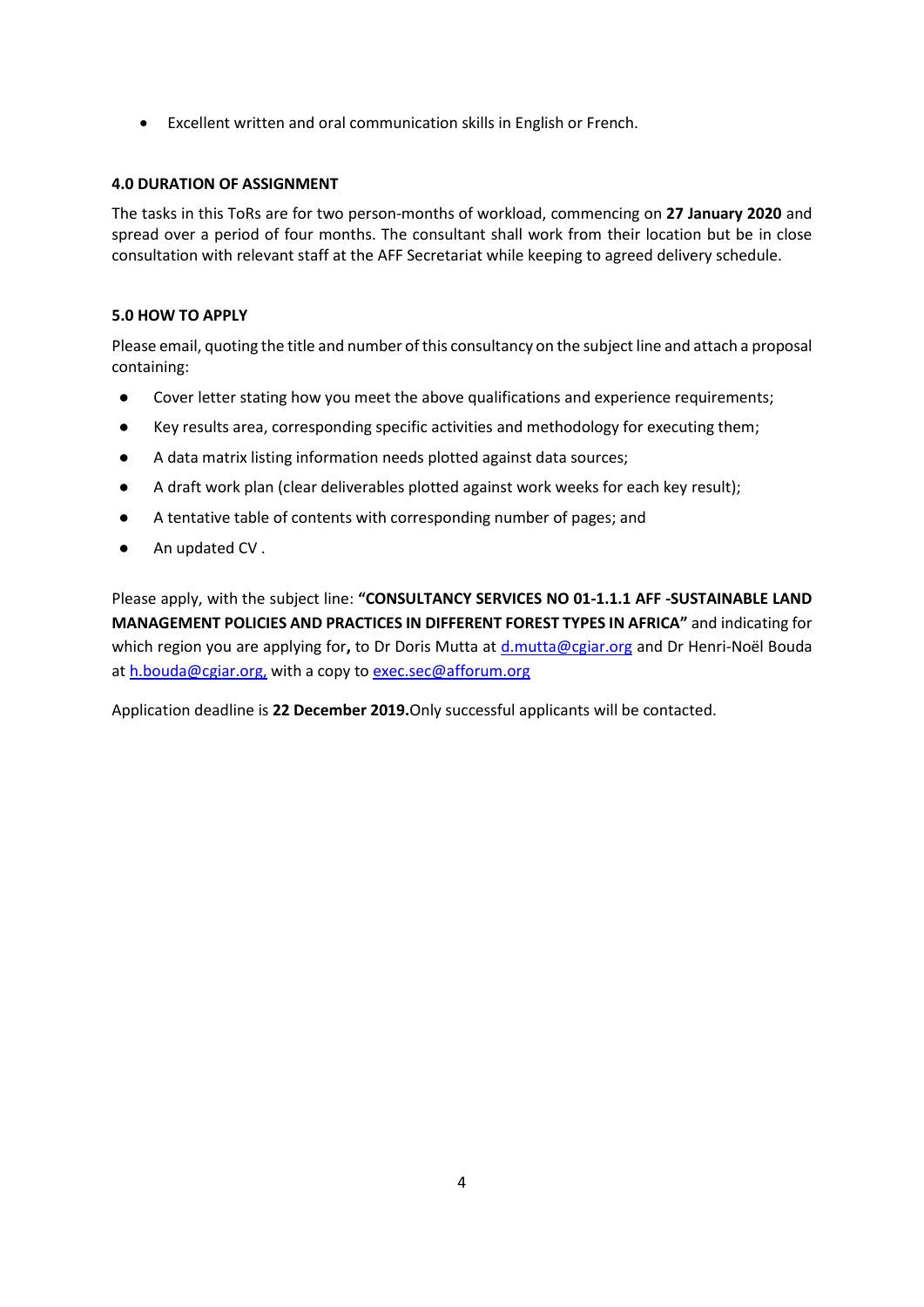- Excellent written and oral communication skills in English or French.

### 4.0 DURATION OF ASSIGNMENT

The tasks in this ToRs are for two person-months of workload, commencing on **27 January 2020** and spread over a period of four months. The consultant shall work from their location but be in close consultation with relevant staff at the AFF Secretariat while keeping to agreed delivery schedule.

### 5.0 HOW TO APPLY

Please email, quoting the title and number of this consultancy on the subject line and attach a proposal containing:

- Cover letter stating how you meet the above qualifications and experience requirements;
- Key results area, corresponding specific activities and methodology for executing them;
- A data matrix listing information needs plotted against data sources;
- A draft work plan (clear deliverables plotted against work weeks for each key result);
- A tentative table of contents with corresponding number of pages; and
- An updated CV .

Please apply, with the subject line: **"CONSULTANCY SERVICES NO 01-1.1.1 AFF -SUSTAINABLE LAND MANAGEMENT POLICIES AND PRACTICES IN DIFFERENT FOREST TYPES IN AFRICA"** and indicating for which region you are applying for**,** to Dr Doris Mutta at d.mutta@cgiar.org and Dr Henri-Noël Bouda at h.bouda@cgiar.org, with a copy to exec.sec@afforum.org

Application deadline is **22 December 2019.**Only successful applicants will be contacted.